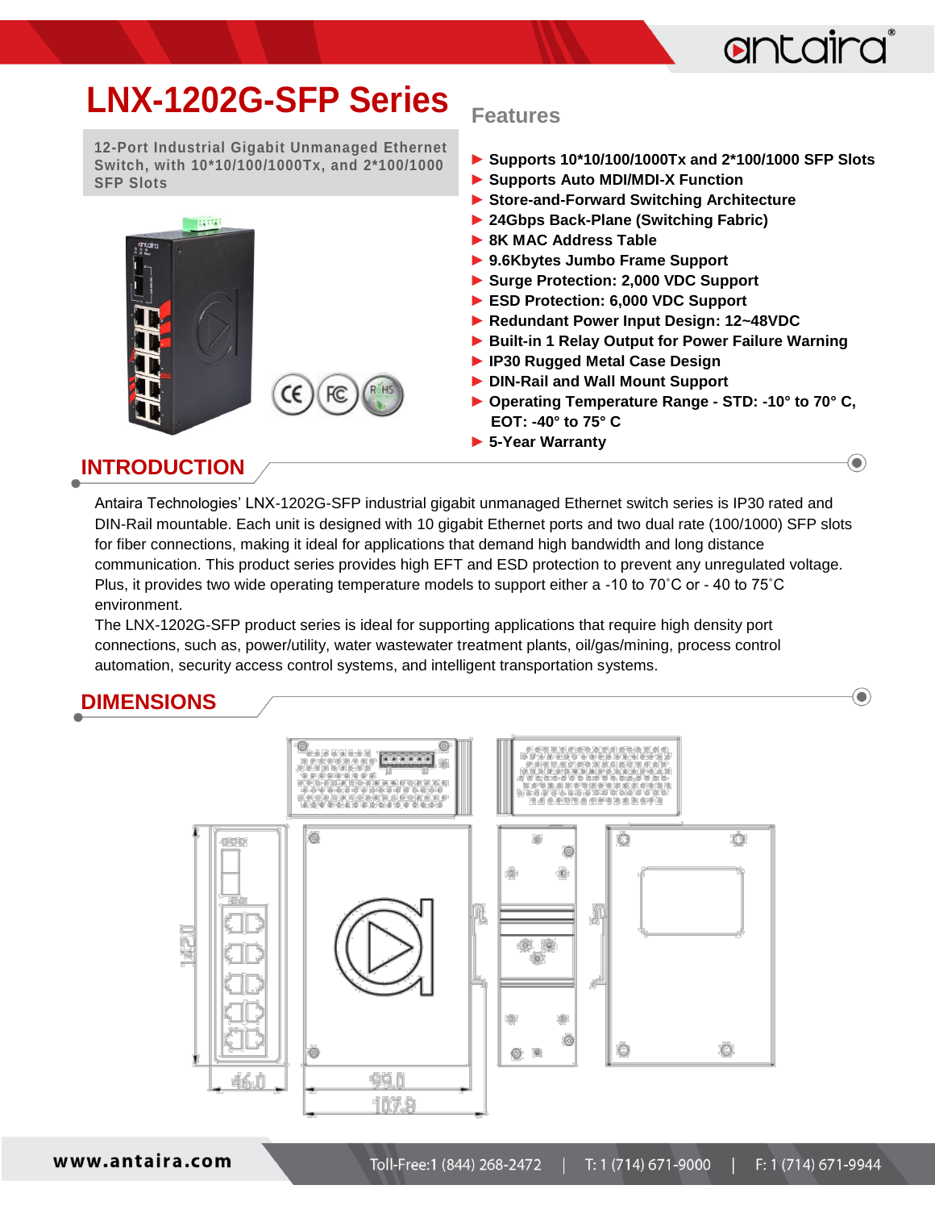# LNX-1202G-SFP Series

**12-Port Industrial Gigabit Unmanaged Ethernet Switch, with 10*10/100/1000Tx, and 2*100/1000 SFP Slots**

## Features

- **Supports 10*10/100/1000Tx and 2*100/1000 SFP Slots**
- **Supports Auto MDI/MDI-X Function**
- **Store-and-Forward Switching Architecture**
- **24Gbps Back-Plane (Switching Fabric)**
- **8K MAC Address Table**
- **9.6Kbytes Jumbo Frame Support**
- **Surge Protection: 2,000 VDC Support**
- **ESD Protection: 6,000 VDC Support**
- **Redundant Power Input Design: 12~48VDC**
- **Built-in 1 Relay Output for Power Failure Warning**
- **IP30 Rugged Metal Case Design**
- **DIN-Rail and Wall Mount Support**
- **Operating Temperature Range - STD: -10° to 70° C, EOT: -40° to 75° C**
- **5-Year Warranty**

## INTRODUCTION

Antaira Technologies' LNX-1202G-SFP industrial gigabit unmanaged Ethernet switch series is IP30 rated and DIN-Rail mountable. Each unit is designed with 10 gigabit Ethernet ports and two dual rate (100/1000) SFP slots for fiber connections, making it ideal for applications that demand high bandwidth and long distance communication. This product series provides high EFT and ESD protection to prevent any unregulated voltage. Plus, it provides two wide operating temperature models to support either a -10 to 70˚C or - 40 to 75˚C environment.

The LNX-1202G-SFP product series is ideal for supporting applications that require high density port connections, such as, power/utility, water wastewater treatment plants, oil/gas/mining, process control automation, security access control systems, and intelligent transportation systems.

## DIMENSIONS

142.0

46.0

99.0

107.8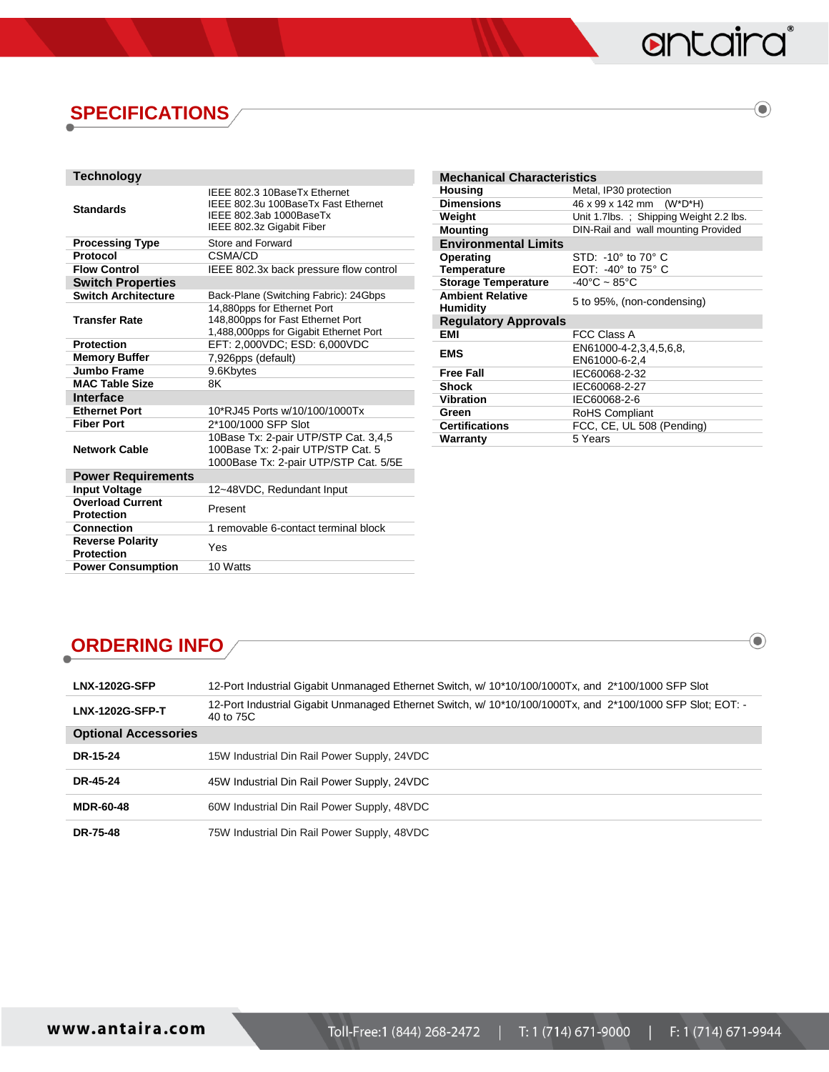## SPECIFICATIONS

| | |
|---|---|
| **Technology** | |
| **Standards** | IEEE 802.3 10BaseTx Ethernet<br>IEEE 802.3u 100BaseTx Fast Ethernet<br>IEEE 802.3ab 1000BaseTx<br>IEEE 802.3z Gigabit Fiber |
| **Processing Type** | Store and Forward |
| **Protocol** | CSMA/CD |
| **Flow Control** | IEEE 802.3x back pressure flow control |
| **Switch Properties** | |
| **Switch Architecture** | Back-Plane (Switching Fabric): 24Gbps |
| **Transfer Rate** | 14,880pps for Ethernet Port<br>148,800pps for Fast Ethernet Port<br>1,488,000pps for Gigabit Ethernet Port |
| **Protection** | EFT: 2,000VDC; ESD: 6,000VDC |
| **Memory Buffer** | 7,926pps (default) |
| **Jumbo Frame** | 9.6Kbytes |
| **MAC Table Size** | 8K |
| **Interface** | |
| **Ethernet Port** | 10*RJ45 Ports w/10/100/1000Tx |
| **Fiber Port** | 2*100/1000 SFP Slot |
| **Network Cable** | 10Base Tx: 2-pair UTP/STP Cat. 3,4,5<br>100Base Tx: 2-pair UTP/STP Cat. 5<br>1000Base Tx: 2-pair UTP/STP Cat. 5/5E |
| **Power Requirements** | |
| **Input Voltage** | 12~48VDC, Redundant Input |
| **Overload Current Protection** | Present |
| **Connection** | 1 removable 6-contact terminal block |
| **Reverse Polarity Protection** | Yes |
| **Power Consumption** | 10 Watts |

| | |
|---|---|
| **Mechanical Characteristics** | |
| **Housing** | Metal, IP30 protection |
| **Dimensions** | 46 x 99 x 142 mm (W*D*H) |
| **Weight** | Unit 1.7lbs. ; Shipping Weight 2.2 lbs. |
| **Mounting** | DIN-Rail and wall mounting Provided |
| **Environmental Limits** | |
| **Operating Temperature** | STD: -10° to 70° C<br>EOT: -40° to 75° C |
| **Storage Temperature** | -40°C ~ 85°C |
| **Ambient Relative Humidity** | 5 to 95%, (non-condensing) |
| **Regulatory Approvals** | |
| **EMI** | FCC Class A |
| **EMS** | EN61000-4-2,3,4,5,6,8,<br>EN61000-6-2,4 |
| **Free Fall** | IEC60068-2-32 |
| **Shock** | IEC60068-2-27 |
| **Vibration** | IEC60068-2-6 |
| **Green** | RoHS Compliant |
| **Certifications** | FCC, CE, UL 508 (Pending) |
| **Warranty** | 5 Years |

## ORDERING INFO

| | |
|---|---|
| **LNX-1202G-SFP** | 12-Port Industrial Gigabit Unmanaged Ethernet Switch, w/ 10*10/100/1000Tx, and 2*100/1000 SFP Slot |
| **LNX-1202G-SFP-T** | 12-Port Industrial Gigabit Unmanaged Ethernet Switch, w/ 10*10/100/1000Tx, and 2*100/1000 SFP Slot; EOT: -40 to 75C |
| **Optional Accessories** | |
| **DR-15-24** | 15W Industrial Din Rail Power Supply, 24VDC |
| **DR-45-24** | 45W Industrial Din Rail Power Supply, 24VDC |
| **MDR-60-48** | 60W Industrial Din Rail Power Supply, 48VDC |
| **DR-75-48** | 75W Industrial Din Rail Power Supply, 48VDC |

www.antaira.com    Toll-Free:1 (844) 268-2472 | T: 1 (714) 671-9000 | F: 1 (714) 671-9944